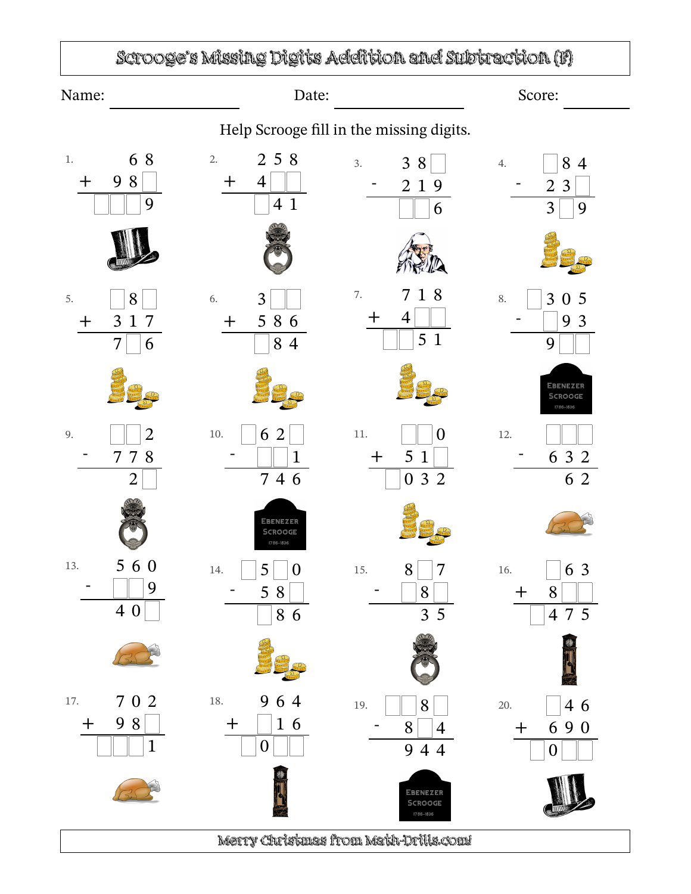# Scrooge's Missing Digits Addition and Subtraction (F)

Name: ______________ Date: ______________ Score: ________

Help Scrooge fill in the missing digits.

**1.**
```
     6 8
+  9 8 □
 □ □ □ 9
```

**2.**
```
   2 5 8
+  4 □ □
   □ 4 1
```

**3.**
```
   3 8 □
-  2 1 9
   □ □ 6
```

**4.**
```
   □ 8 4
-  2 3 □
   3 □ 9
```

**5.**
```
   □ 8 □
+  3 1 7
   7 □ 6
```

**6.**
```
   3 □ □
+  5 8 6
   □ 8 4
```

**7.**
```
   7 1 8
+  4 □ □
 □ □ 5 1
```

**8.**
```
 □ 3 0 5
-  □ 9 3
   9 □ □
```

**9.**
```
   □ □ 2
-  7 7 8
     2 □
```

**10.**
```
 □ 6 2 □
-  □ □ 1
   7 4 6
```

**11.**
```
   □ □ 0
+  5 1 □
 □ 0 3 2
```

**12.**
```
   □ □ □
-  6 3 2
     6 2
```

**13.**
```
   5 6 0
-  □ □ 9
   4 0 □
```

**14.**
```
 □ 5 □ 0
-  5 8 □
   □ 8 6
```

**15.**
```
   8 □ 7
-  □ 8 □
     3 5
```

**16.**
```
   □ 6 3
+  8 □ □
 □ 4 7 5
```

**17.**
```
   7 0 2
+  9 8 □
 □ □ □ 1
```

**18.**
```
   9 6 4
+  □ 1 6
 □ 0 □ □
```

**19.**
```
 □ □ 8 □
-  8 □ 4
   9 4 4
```

**20.**
```
   □ 4 6
+  6 9 0
 □ 0 □ □
```

Merry Christmas from Math-Drills.com!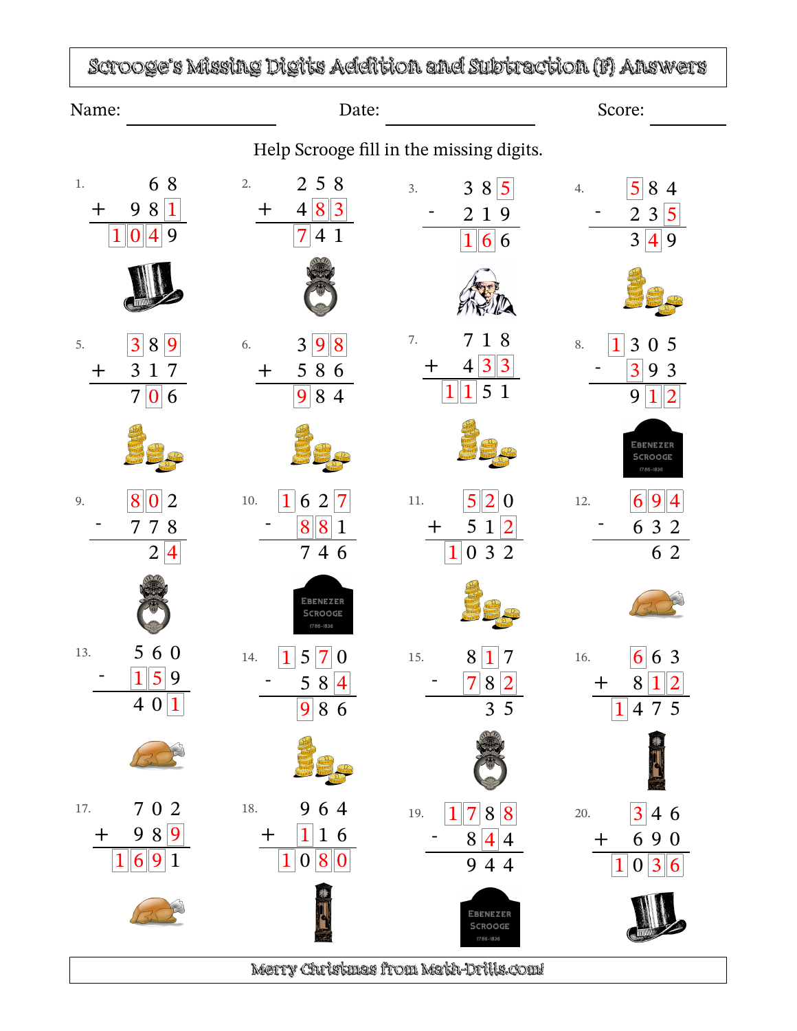# Scrooge's Missing Digits Addition and Subtraction (F) Answers

Name: ____________ Date: ____________ Score: ________

Help Scrooge fill in the missing digits.

1. $68 + 981 = 1049$

2. $258 + 483 = 741$

3. $385 - 219 = 166$

4. $584 - 235 = 349$

5. $389 + 317 = 706$

6. $398 + 586 = 984$

7. $718 + 433 = 1151$

8. $1305 - 393 = 912$

9. $802 - 778 = 24$

10. $1627 - 881 = 746$

11. $520 + 512 = 1032$

12. $694 - 632 = 62$

13. $560 - 159 = 401$

14. $1570 - 584 = 986$

15. $817 - 782 = 35$

16. $663 + 812 = 1475$

17. $702 + 989 = 1691$

18. $964 + 116 = 1080$

19. $1788 - 844 = 944$

20. $346 + 690 = 1036$

Merry Christmas from Math-Drills.com!